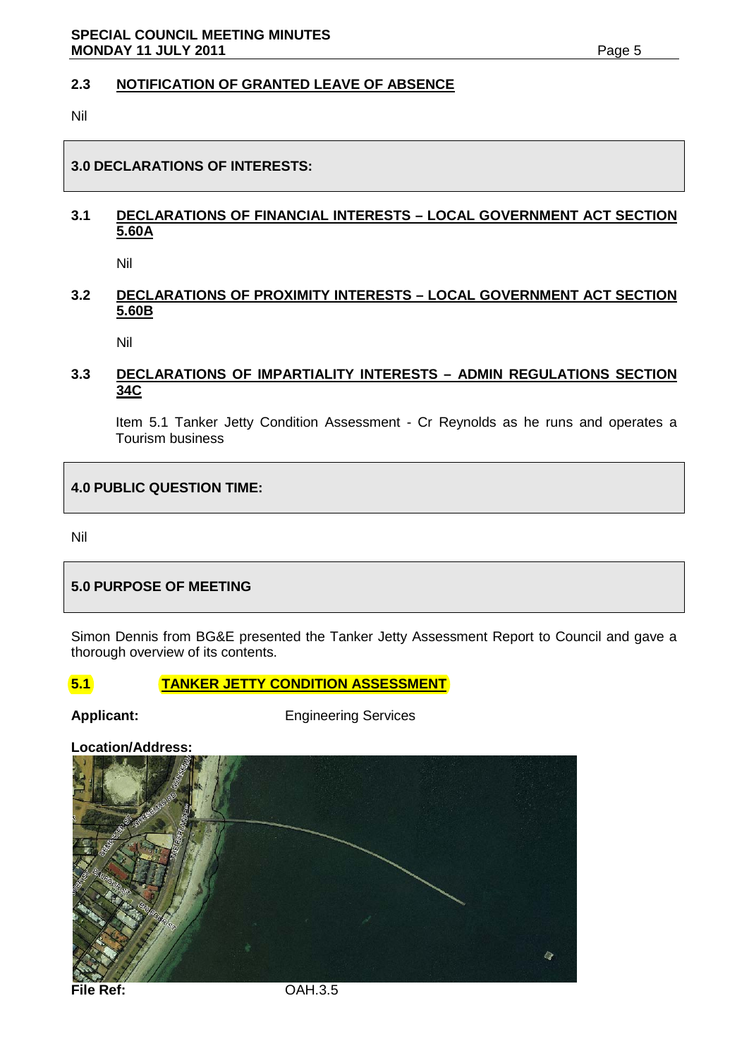### 2.3 NOTIFICATION OF GRANTED LEAVE OF ABSENCE

Nil

## 3.0 DECLARATIONS OF INTERESTS:

### 3.1 DECLARATIONS OF FINANCIAL INTERESTS – LOCAL GOVERNMENT ACT SECTION 5.60A

Nil

### 3.2 DECLARATIONS OF PROXIMITY INTERESTS – LOCAL GOVERNMENT ACT SECTION 5.60B

Nil

### 3.3 DECLARATIONS OF IMPARTIALITY INTERESTS – ADMIN REGULATIONS SECTION 34C

Item 5.1 Tanker Jetty Condition Assessment - Cr Reynolds as he runs and operates a Tourism business

## 4.0 PUBLIC QUESTION TIME:

Nil

## 5.0 PURPOSE OF MEETING

Simon Dennis from BG&E presented the Tanker Jetty Assessment Report to Council and gave a thorough overview of its contents.

### 5.1 TANKER JETTY CONDITION ASSESSMENT

**Applicant:** Engineering Services

**Location/Address:**

**File Ref:** OAH.3.5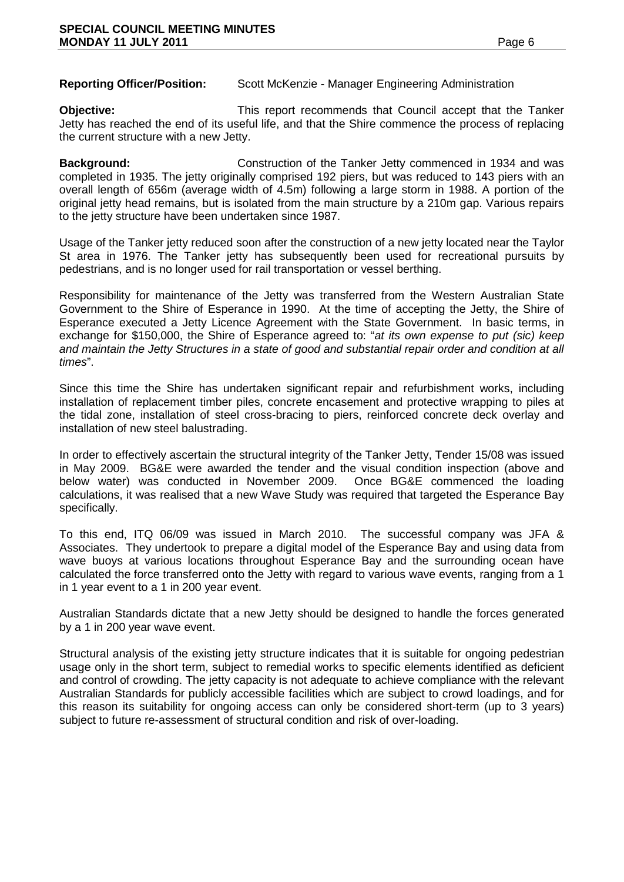**Reporting Officer/Position:** Scott McKenzie - Manager Engineering Administration

**Objective:** This report recommends that Council accept that the Tanker Jetty has reached the end of its useful life, and that the Shire commence the process of replacing the current structure with a new Jetty.

**Background:** Construction of the Tanker Jetty commenced in 1934 and was completed in 1935. The jetty originally comprised 192 piers, but was reduced to 143 piers with an overall length of 656m (average width of 4.5m) following a large storm in 1988. A portion of the original jetty head remains, but is isolated from the main structure by a 210m gap. Various repairs to the jetty structure have been undertaken since 1987.

Usage of the Tanker jetty reduced soon after the construction of a new jetty located near the Taylor St area in 1976. The Tanker jetty has subsequently been used for recreational pursuits by pedestrians, and is no longer used for rail transportation or vessel berthing.

Responsibility for maintenance of the Jetty was transferred from the Western Australian State Government to the Shire of Esperance in 1990. At the time of accepting the Jetty, the Shire of Esperance executed a Jetty Licence Agreement with the State Government. In basic terms, in exchange for $150,000, the Shire of Esperance agreed to: "*at its own expense to put (sic) keep and maintain the Jetty Structures in a state of good and substantial repair order and condition at all times*".

Since this time the Shire has undertaken significant repair and refurbishment works, including installation of replacement timber piles, concrete encasement and protective wrapping to piles at the tidal zone, installation of steel cross-bracing to piers, reinforced concrete deck overlay and installation of new steel balustrading.

In order to effectively ascertain the structural integrity of the Tanker Jetty, Tender 15/08 was issued in May 2009. BG&E were awarded the tender and the visual condition inspection (above and below water) was conducted in November 2009. Once BG&E commenced the loading calculations, it was realised that a new Wave Study was required that targeted the Esperance Bay specifically.

To this end, ITQ 06/09 was issued in March 2010. The successful company was JFA & Associates. They undertook to prepare a digital model of the Esperance Bay and using data from wave buoys at various locations throughout Esperance Bay and the surrounding ocean have calculated the force transferred onto the Jetty with regard to various wave events, ranging from a 1 in 1 year event to a 1 in 200 year event.

Australian Standards dictate that a new Jetty should be designed to handle the forces generated by a 1 in 200 year wave event.

Structural analysis of the existing jetty structure indicates that it is suitable for ongoing pedestrian usage only in the short term, subject to remedial works to specific elements identified as deficient and control of crowding. The jetty capacity is not adequate to achieve compliance with the relevant Australian Standards for publicly accessible facilities which are subject to crowd loadings, and for this reason its suitability for ongoing access can only be considered short-term (up to 3 years) subject to future re-assessment of structural condition and risk of over-loading.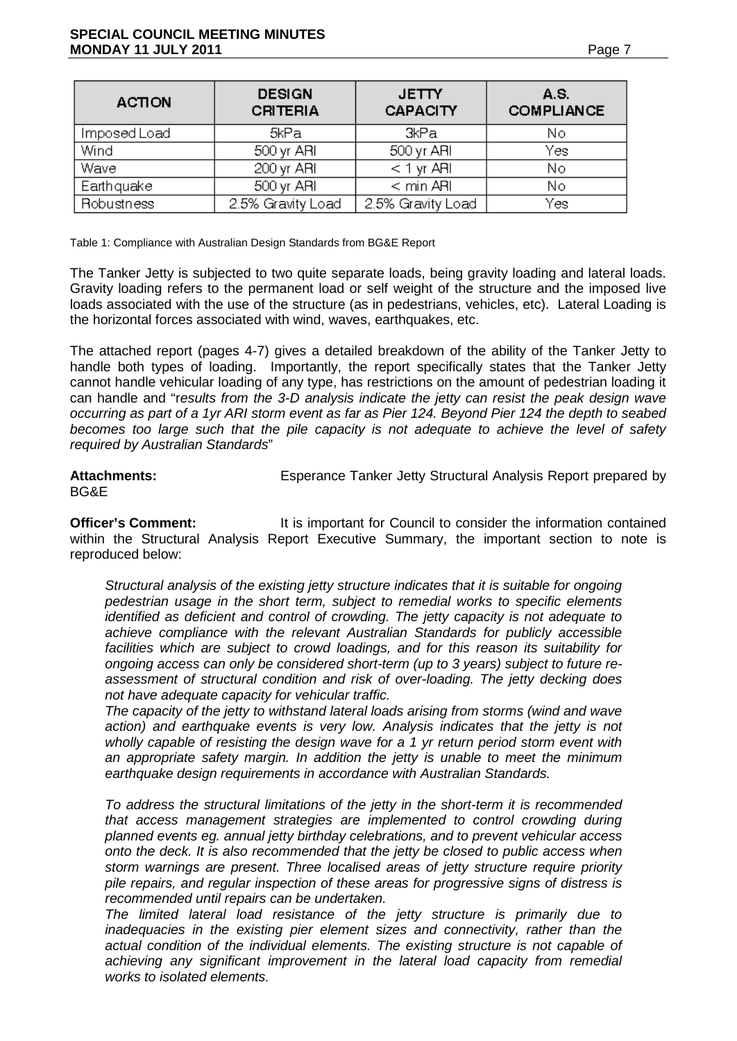| ACTION | DESIGN CRITERIA | JETTY CAPACITY | A.S. COMPLIANCE |
|---|---|---|---|
| Imposed Load | 5kPa | 3kPa | No |
| Wind | 500 yr ARI | 500 yr ARI | Yes |
| Wave | 200 yr ARI | < 1 yr ARI | No |
| Earthquake | 500 yr ARI | < min ARI | No |
| Robustness | 2.5% Gravity Load | 2.5% Gravity Load | Yes |

Table 1: Compliance with Australian Design Standards from BG&E Report

The Tanker Jetty is subjected to two quite separate loads, being gravity loading and lateral loads. Gravity loading refers to the permanent load or self weight of the structure and the imposed live loads associated with the use of the structure (as in pedestrians, vehicles, etc). Lateral Loading is the horizontal forces associated with wind, waves, earthquakes, etc.

The attached report (pages 4-7) gives a detailed breakdown of the ability of the Tanker Jetty to handle both types of loading. Importantly, the report specifically states that the Tanker Jetty cannot handle vehicular loading of any type, has restrictions on the amount of pedestrian loading it can handle and "r*esults from the 3-D analysis indicate the jetty can resist the peak design wave occurring as part of a 1yr ARI storm event as far as Pier 124. Beyond Pier 124 the depth to seabed becomes too large such that the pile capacity is not adequate to achieve the level of safety required by Australian Standards*"

**Attachments:** Esperance Tanker Jetty Structural Analysis Report prepared by BG&E

**Officer's Comment:** It is important for Council to consider the information contained within the Structural Analysis Report Executive Summary, the important section to note is reproduced below:

> *Structural analysis of the existing jetty structure indicates that it is suitable for ongoing pedestrian usage in the short term, subject to remedial works to specific elements identified as deficient and control of crowding. The jetty capacity is not adequate to achieve compliance with the relevant Australian Standards for publicly accessible facilities which are subject to crowd loadings, and for this reason its suitability for ongoing access can only be considered short-term (up to 3 years) subject to future re-assessment of structural condition and risk of over-loading. The jetty decking does not have adequate capacity for vehicular traffic.*
>
> *The capacity of the jetty to withstand lateral loads arising from storms (wind and wave action) and earthquake events is very low. Analysis indicates that the jetty is not wholly capable of resisting the design wave for a 1 yr return period storm event with an appropriate safety margin. In addition the jetty is unable to meet the minimum earthquake design requirements in accordance with Australian Standards.*
>
> *To address the structural limitations of the jetty in the short-term it is recommended that access management strategies are implemented to control crowding during planned events eg. annual jetty birthday celebrations, and to prevent vehicular access onto the deck. It is also recommended that the jetty be closed to public access when storm warnings are present. Three localised areas of jetty structure require priority pile repairs, and regular inspection of these areas for progressive signs of distress is recommended until repairs can be undertaken.*
>
> *The limited lateral load resistance of the jetty structure is primarily due to inadequacies in the existing pier element sizes and connectivity, rather than the actual condition of the individual elements. The existing structure is not capable of achieving any significant improvement in the lateral load capacity from remedial works to isolated elements.*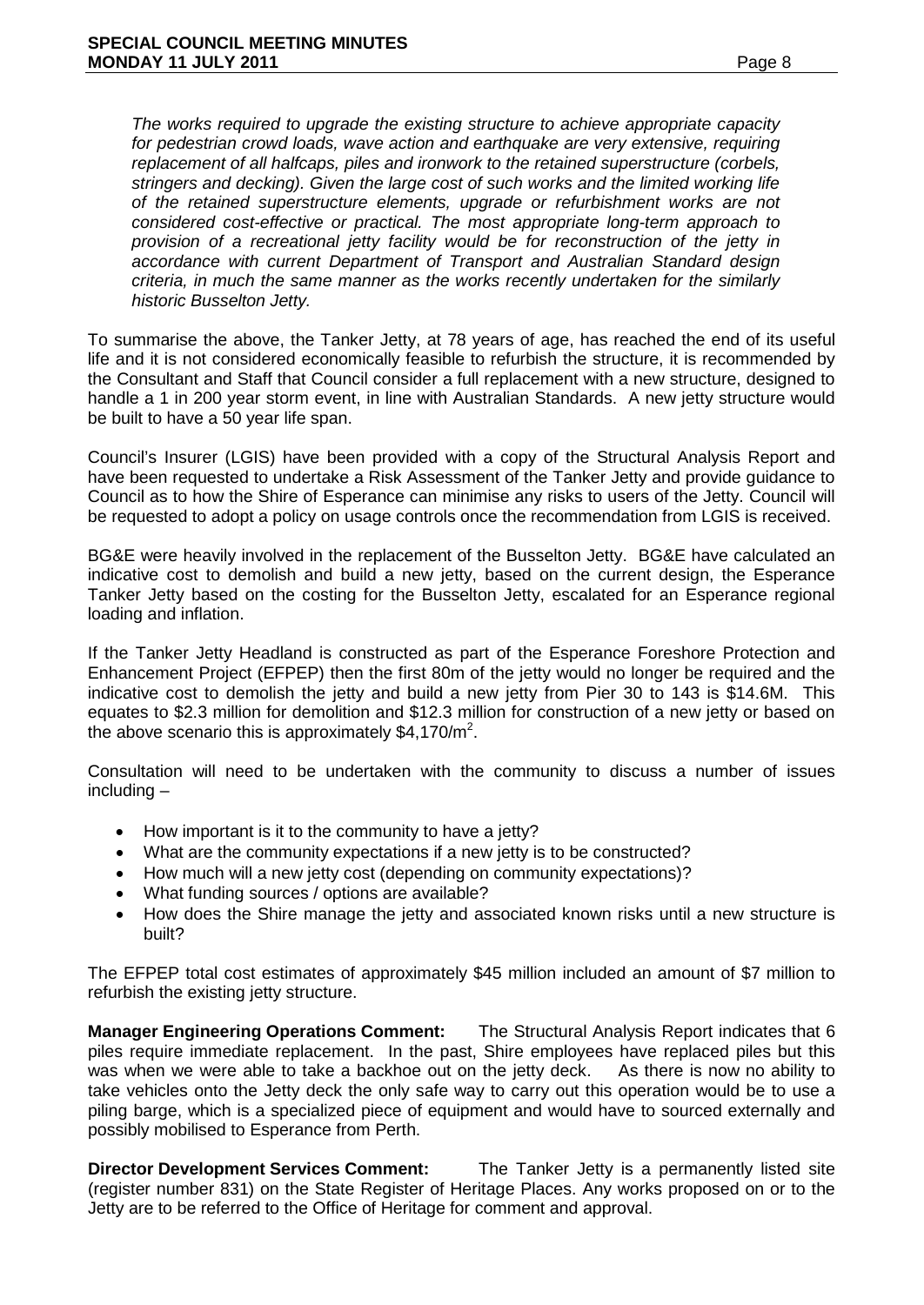*The works required to upgrade the existing structure to achieve appropriate capacity for pedestrian crowd loads, wave action and earthquake are very extensive, requiring replacement of all halfcaps, piles and ironwork to the retained superstructure (corbels, stringers and decking). Given the large cost of such works and the limited working life of the retained superstructure elements, upgrade or refurbishment works are not considered cost-effective or practical. The most appropriate long-term approach to provision of a recreational jetty facility would be for reconstruction of the jetty in accordance with current Department of Transport and Australian Standard design criteria, in much the same manner as the works recently undertaken for the similarly historic Busselton Jetty.*

To summarise the above, the Tanker Jetty, at 78 years of age, has reached the end of its useful life and it is not considered economically feasible to refurbish the structure, it is recommended by the Consultant and Staff that Council consider a full replacement with a new structure, designed to handle a 1 in 200 year storm event, in line with Australian Standards. A new jetty structure would be built to have a 50 year life span.

Council's Insurer (LGIS) have been provided with a copy of the Structural Analysis Report and have been requested to undertake a Risk Assessment of the Tanker Jetty and provide guidance to Council as to how the Shire of Esperance can minimise any risks to users of the Jetty. Council will be requested to adopt a policy on usage controls once the recommendation from LGIS is received.

BG&E were heavily involved in the replacement of the Busselton Jetty. BG&E have calculated an indicative cost to demolish and build a new jetty, based on the current design, the Esperance Tanker Jetty based on the costing for the Busselton Jetty, escalated for an Esperance regional loading and inflation.

If the Tanker Jetty Headland is constructed as part of the Esperance Foreshore Protection and Enhancement Project (EFPEP) then the first 80m of the jetty would no longer be required and the indicative cost to demolish the jetty and build a new jetty from Pier 30 to 143 is $14.6M. This equates to $2.3 million for demolition and $12.3 million for construction of a new jetty or based on the above scenario this is approximately $4,170/m$^2$.

Consultation will need to be undertaken with the community to discuss a number of issues including –

- How important is it to the community to have a jetty?
- What are the community expectations if a new jetty is to be constructed?
- How much will a new jetty cost (depending on community expectations)?
- What funding sources / options are available?
- How does the Shire manage the jetty and associated known risks until a new structure is built?

The EFPEP total cost estimates of approximately $45 million included an amount of $7 million to refurbish the existing jetty structure.

**Manager Engineering Operations Comment:** The Structural Analysis Report indicates that 6 piles require immediate replacement. In the past, Shire employees have replaced piles but this was when we were able to take a backhoe out on the jetty deck. As there is now no ability to take vehicles onto the Jetty deck the only safe way to carry out this operation would be to use a piling barge, which is a specialized piece of equipment and would have to sourced externally and possibly mobilised to Esperance from Perth.

**Director Development Services Comment:** The Tanker Jetty is a permanently listed site (register number 831) on the State Register of Heritage Places. Any works proposed on or to the Jetty are to be referred to the Office of Heritage for comment and approval.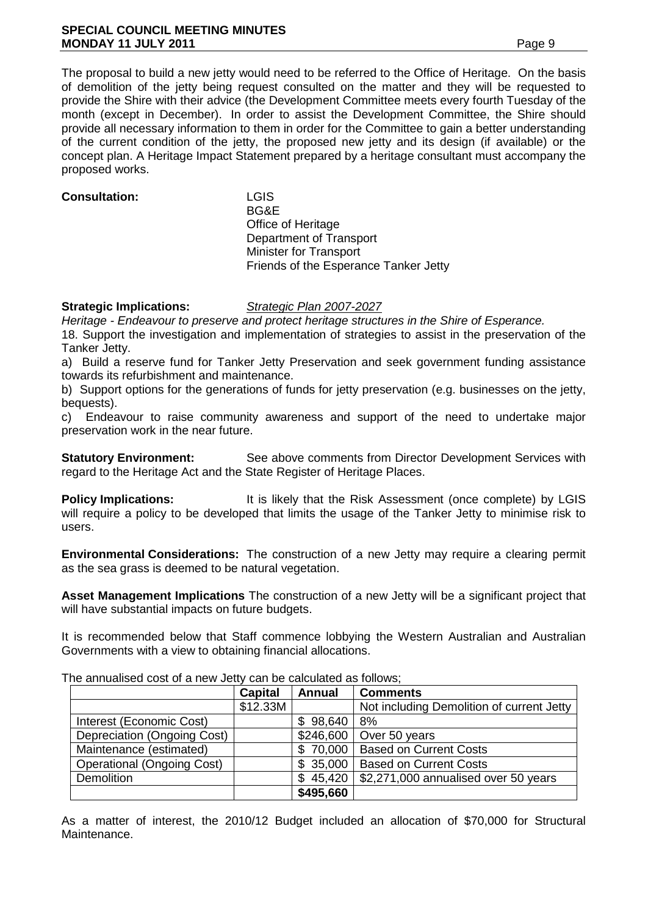The proposal to build a new jetty would need to be referred to the Office of Heritage. On the basis of demolition of the jetty being request consulted on the matter and they will be requested to provide the Shire with their advice (the Development Committee meets every fourth Tuesday of the month (except in December). In order to assist the Development Committee, the Shire should provide all necessary information to them in order for the Committee to gain a better understanding of the current condition of the jetty, the proposed new jetty and its design (if available) or the concept plan. A Heritage Impact Statement prepared by a heritage consultant must accompany the proposed works.

**Consultation:**
LGIS
BG&E
Office of Heritage
Department of Transport
Minister for Transport
Friends of the Esperance Tanker Jetty

**Strategic Implications:** *Strategic Plan 2007-2027*

*Heritage - Endeavour to preserve and protect heritage structures in the Shire of Esperance.*

18. Support the investigation and implementation of strategies to assist in the preservation of the Tanker Jetty.

a) Build a reserve fund for Tanker Jetty Preservation and seek government funding assistance towards its refurbishment and maintenance.

b) Support options for the generations of funds for jetty preservation (e.g. businesses on the jetty, bequests).

c) Endeavour to raise community awareness and support of the need to undertake major preservation work in the near future.

**Statutory Environment:** See above comments from Director Development Services with regard to the Heritage Act and the State Register of Heritage Places.

**Policy Implications:** It is likely that the Risk Assessment (once complete) by LGIS will require a policy to be developed that limits the usage of the Tanker Jetty to minimise risk to users.

**Environmental Considerations:** The construction of a new Jetty may require a clearing permit as the sea grass is deemed to be natural vegetation.

**Asset Management Implications** The construction of a new Jetty will be a significant project that will have substantial impacts on future budgets.

It is recommended below that Staff commence lobbying the Western Australian and Australian Governments with a view to obtaining financial allocations.

The annualised cost of a new Jetty can be calculated as follows;

| | **Capital** | **Annual** | **Comments** |
|---|---|---|---|
| | $12.33M | | Not including Demolition of current Jetty |
| Interest (Economic Cost) | | $ 98,640 | 8% |
| Depreciation (Ongoing Cost) | | $246,600 | Over 50 years |
| Maintenance (estimated) | | $ 70,000 | Based on Current Costs |
| Operational (Ongoing Cost) | | $ 35,000 | Based on Current Costs |
| Demolition | | $ 45,420 | $2,271,000 annualised over 50 years |
| | | **$495,660** | |

As a matter of interest, the 2010/12 Budget included an allocation of $70,000 for Structural Maintenance.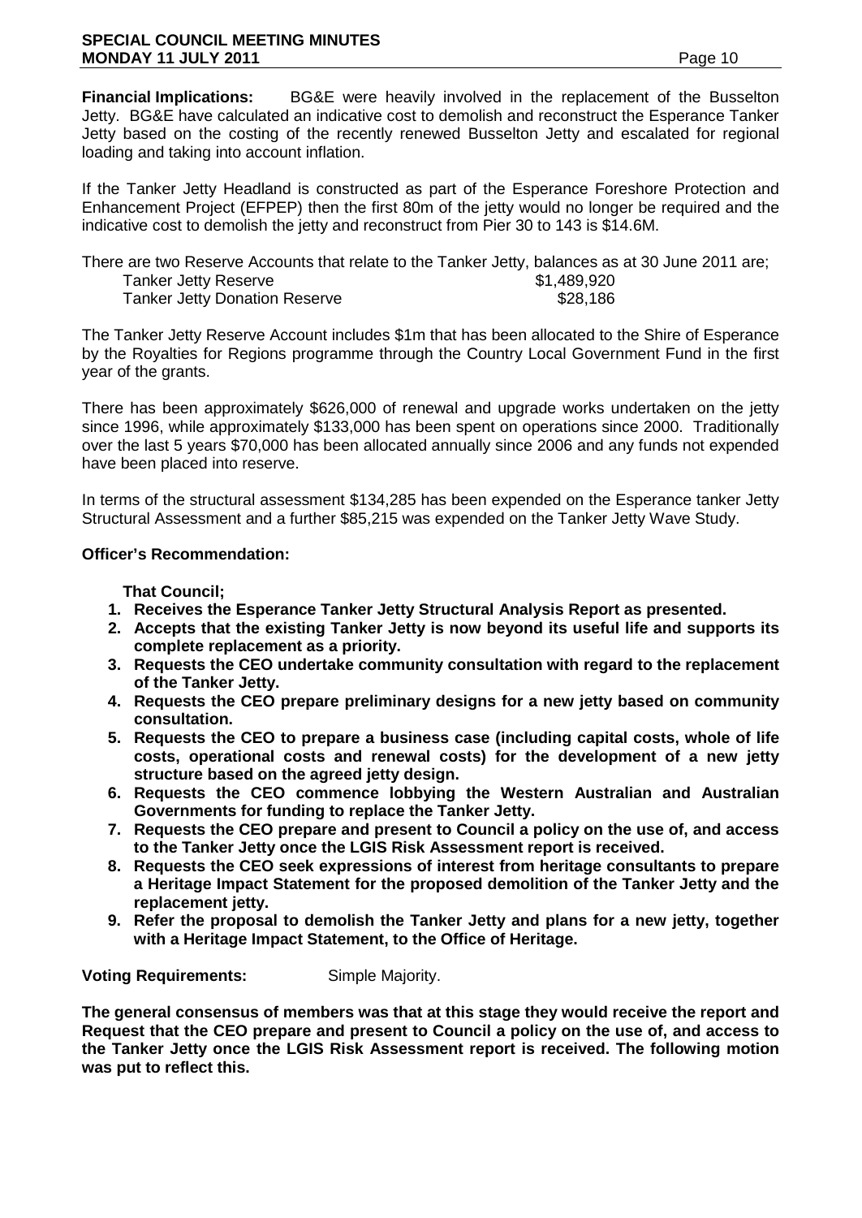**Financial Implications:** BG&E were heavily involved in the replacement of the Busselton Jetty. BG&E have calculated an indicative cost to demolish and reconstruct the Esperance Tanker Jetty based on the costing of the recently renewed Busselton Jetty and escalated for regional loading and taking into account inflation.

If the Tanker Jetty Headland is constructed as part of the Esperance Foreshore Protection and Enhancement Project (EFPEP) then the first 80m of the jetty would no longer be required and the indicative cost to demolish the jetty and reconstruct from Pier 30 to 143 is $14.6M.

There are two Reserve Accounts that relate to the Tanker Jetty, balances as at 30 June 2011 are;

| | |
|---|---|
| Tanker Jetty Reserve | $1,489,920 |
| Tanker Jetty Donation Reserve | $28,186 |

The Tanker Jetty Reserve Account includes $1m that has been allocated to the Shire of Esperance by the Royalties for Regions programme through the Country Local Government Fund in the first year of the grants.

There has been approximately $626,000 of renewal and upgrade works undertaken on the jetty since 1996, while approximately $133,000 has been spent on operations since 2000. Traditionally over the last 5 years $70,000 has been allocated annually since 2006 and any funds not expended have been placed into reserve.

In terms of the structural assessment $134,285 has been expended on the Esperance tanker Jetty Structural Assessment and a further $85,215 was expended on the Tanker Jetty Wave Study.

**Officer's Recommendation:**

**That Council;**

1. **Receives the Esperance Tanker Jetty Structural Analysis Report as presented.**
2. **Accepts that the existing Tanker Jetty is now beyond its useful life and supports its complete replacement as a priority.**
3. **Requests the CEO undertake community consultation with regard to the replacement of the Tanker Jetty.**
4. **Requests the CEO prepare preliminary designs for a new jetty based on community consultation.**
5. **Requests the CEO to prepare a business case (including capital costs, whole of life costs, operational costs and renewal costs) for the development of a new jetty structure based on the agreed jetty design.**
6. **Requests the CEO commence lobbying the Western Australian and Australian Governments for funding to replace the Tanker Jetty.**
7. **Requests the CEO prepare and present to Council a policy on the use of, and access to the Tanker Jetty once the LGIS Risk Assessment report is received.**
8. **Requests the CEO seek expressions of interest from heritage consultants to prepare a Heritage Impact Statement for the proposed demolition of the Tanker Jetty and the replacement jetty.**
9. **Refer the proposal to demolish the Tanker Jetty and plans for a new jetty, together with a Heritage Impact Statement, to the Office of Heritage.**

**Voting Requirements:** Simple Majority.

**The general consensus of members was that at this stage they would receive the report and Request that the CEO prepare and present to Council a policy on the use of, and access to the Tanker Jetty once the LGIS Risk Assessment report is received. The following motion was put to reflect this.**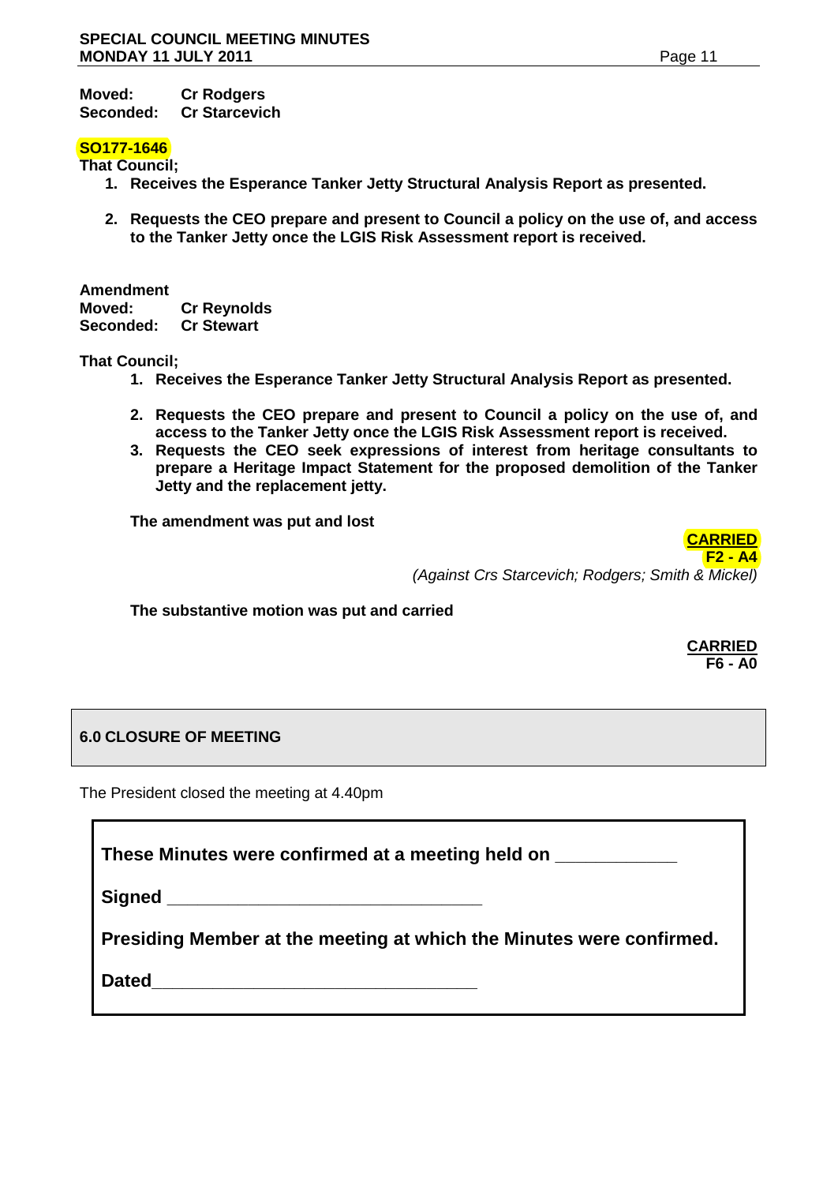**Moved:** **Cr Rodgers**
**Seconded:** **Cr Starcevich**

**SO177-1646**

**That Council;**

1. **Receives the Esperance Tanker Jetty Structural Analysis Report as presented.**

2. **Requests the CEO prepare and present to Council a policy on the use of, and access to the Tanker Jetty once the LGIS Risk Assessment report is received.**

**Amendment**
**Moved:** **Cr Reynolds**
**Seconded:** **Cr Stewart**

**That Council;**

1. **Receives the Esperance Tanker Jetty Structural Analysis Report as presented.**

2. **Requests the CEO prepare and present to Council a policy on the use of, and access to the Tanker Jetty once the LGIS Risk Assessment report is received.**
3. **Requests the CEO seek expressions of interest from heritage consultants to prepare a Heritage Impact Statement for the proposed demolition of the Tanker Jetty and the replacement jetty.**

**The amendment was put and lost**

**CARRIED**
**F2 - A4**
*(Against Crs Starcevich; Rodgers; Smith & Mickel)*

**The substantive motion was put and carried**

**CARRIED**
**F6 - A0**

## 6.0 CLOSURE OF MEETING

The President closed the meeting at 4.40pm

**These Minutes were confirmed at a meeting held on ___________**

**Signed ______________________________**

**Presiding Member at the meeting at which the Minutes were confirmed.**

**Dated_______________________________**